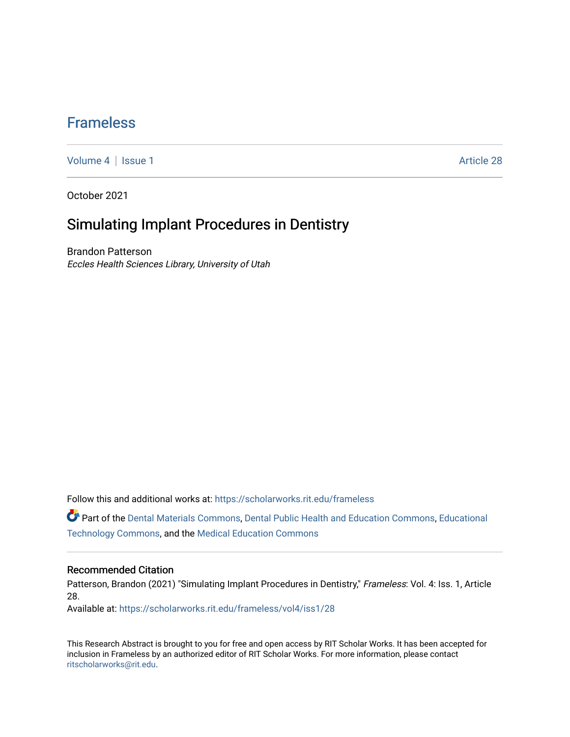# Frameless

Volume 4 | Issue 1 Article 28

October 2021

## Simulating Implant Procedures in Dentistry

Brandon Patterson
*Eccles Health Sciences Library, University of Utah*

Follow this and additional works at: https://scholarworks.rit.edu/frameless

Part of the Dental Materials Commons, Dental Public Health and Education Commons, Educational Technology Commons, and the Medical Education Commons

### Recommended Citation

Patterson, Brandon (2021) "Simulating Implant Procedures in Dentistry," *Frameless*: Vol. 4: Iss. 1, Article 28.
Available at: https://scholarworks.rit.edu/frameless/vol4/iss1/28

This Research Abstract is brought to you for free and open access by RIT Scholar Works. It has been accepted for inclusion in Frameless by an authorized editor of RIT Scholar Works. For more information, please contact ritscholarworks@rit.edu.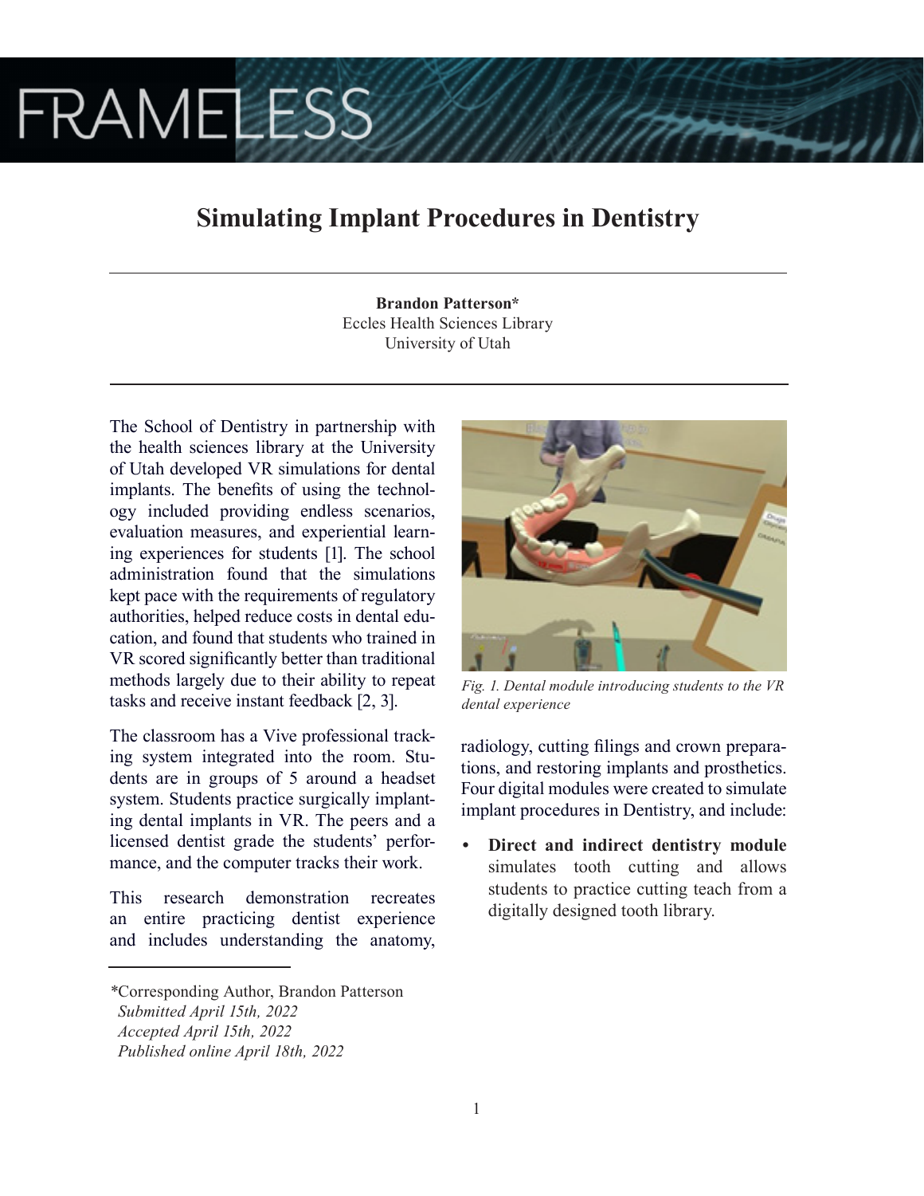# Simulating Implant Procedures in Dentistry

**Brandon Patterson***
Eccles Health Sciences Library
University of Utah

The School of Dentistry in partnership with the health sciences library at the University of Utah developed VR simulations for dental implants. The benefits of using the technology included providing endless scenarios, evaluation measures, and experiential learning experiences for students [1]. The school administration found that the simulations kept pace with the requirements of regulatory authorities, helped reduce costs in dental education, and found that students who trained in VR scored significantly better than traditional methods largely due to their ability to repeat tasks and receive instant feedback [2, 3].

The classroom has a Vive professional tracking system integrated into the room. Students are in groups of 5 around a headset system. Students practice surgically implanting dental implants in VR. The peers and a licensed dentist grade the students' performance, and the computer tracks their work.

This research demonstration recreates an entire practicing dentist experience and includes understanding the anatomy, radiology, cutting filings and crown preparations, and restoring implants and prosthetics. Four digital modules were created to simulate implant procedures in Dentistry, and include:

*Fig. 1. Dental module introducing students to the VR dental experience*

- **Direct and indirect dentistry module** simulates tooth cutting and allows students to practice cutting teach from a digitally designed tooth library.

*Corresponding Author, Brandon Patterson
*Submitted April 15th, 2022*
*Accepted April 15th, 2022*
*Published online April 18th, 2022*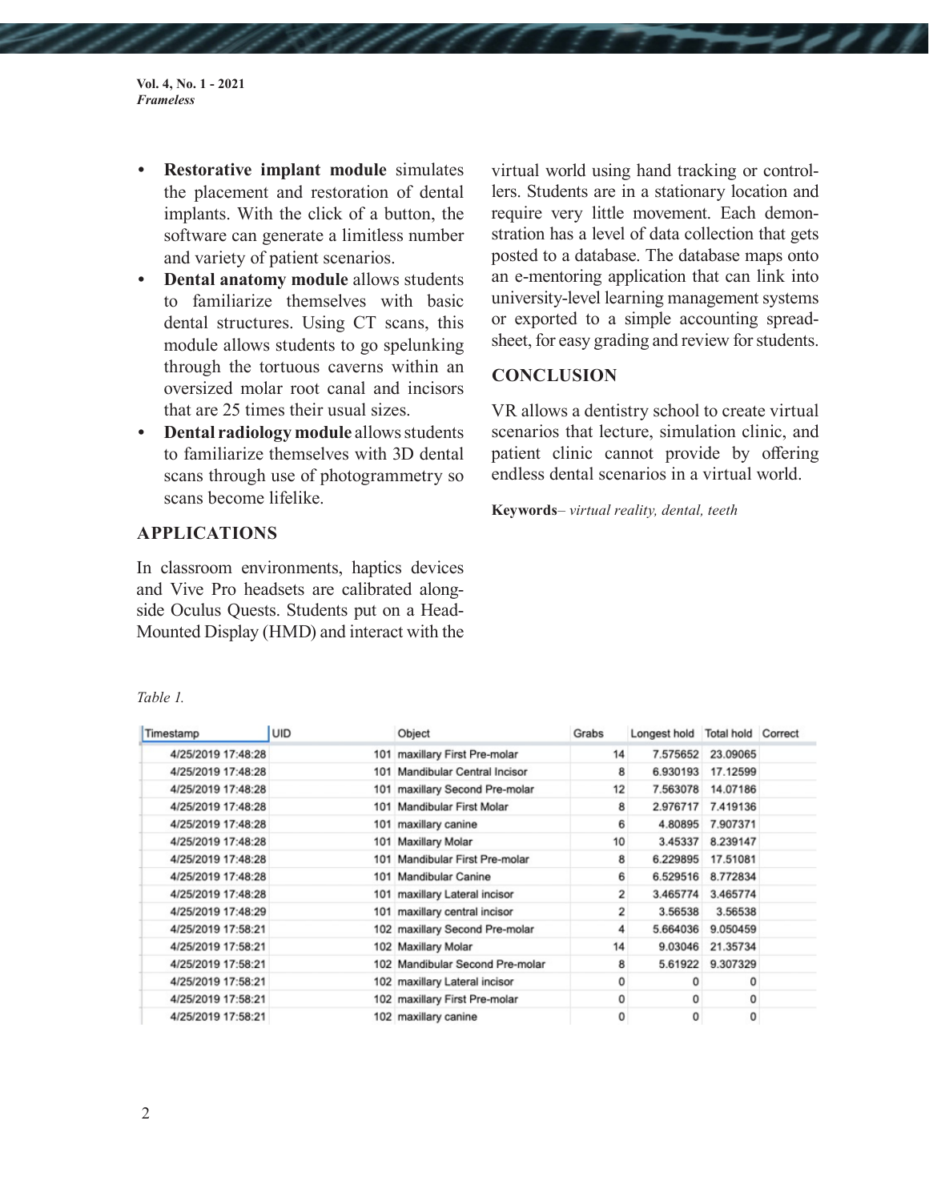- **Restorative implant module** simulates the placement and restoration of dental implants. With the click of a button, the software can generate a limitless number and variety of patient scenarios.
- **Dental anatomy module** allows students to familiarize themselves with basic dental structures. Using CT scans, this module allows students to go spelunking through the tortuous caverns within an oversized molar root canal and incisors that are 25 times their usual sizes.
- **Dental radiology module** allows students to familiarize themselves with 3D dental scans through use of photogrammetry so scans become lifelike.

## APPLICATIONS

In classroom environments, haptics devices and Vive Pro headsets are calibrated alongside Oculus Quests. Students put on a Head-Mounted Display (HMD) and interact with the virtual world using hand tracking or controllers. Students are in a stationary location and require very little movement. Each demonstration has a level of data collection that gets posted to a database. The database maps onto an e-mentoring application that can link into university-level learning management systems or exported to a simple accounting spreadsheet, for easy grading and review for students.

## CONCLUSION

VR allows a dentistry school to create virtual scenarios that lecture, simulation clinic, and patient clinic cannot provide by offering endless dental scenarios in a virtual world.

**Keywords**– *virtual reality, dental, teeth*

*Table 1.*

| Timestamp | UID | Object | Grabs | Longest hold | Total hold | Correct |
|---|---|---|---|---|---|---|
| 4/25/2019 17:48:28 | 101 | maxillary First Pre-molar | 14 | 7.575652 | 23.09065 | |
| 4/25/2019 17:48:28 | 101 | Mandibular Central Incisor | 8 | 6.930193 | 17.12599 | |
| 4/25/2019 17:48:28 | 101 | maxillary Second Pre-molar | 12 | 7.563078 | 14.07186 | |
| 4/25/2019 17:48:28 | 101 | Mandibular First Molar | 8 | 2.976717 | 7.419136 | |
| 4/25/2019 17:48:28 | 101 | maxillary canine | 6 | 4.80895 | 7.907371 | |
| 4/25/2019 17:48:28 | 101 | Maxillary Molar | 10 | 3.45337 | 8.239147 | |
| 4/25/2019 17:48:28 | 101 | Mandibular First Pre-molar | 8 | 6.229895 | 17.51081 | |
| 4/25/2019 17:48:28 | 101 | Mandibular Canine | 6 | 6.529516 | 8.772834 | |
| 4/25/2019 17:48:28 | 101 | maxillary Lateral incisor | 2 | 3.465774 | 3.465774 | |
| 4/25/2019 17:48:29 | 101 | maxillary central incisor | 2 | 3.56538 | 3.56538 | |
| 4/25/2019 17:58:21 | 102 | maxillary Second Pre-molar | 4 | 5.664036 | 9.050459 | |
| 4/25/2019 17:58:21 | 102 | Maxillary Molar | 14 | 9.03046 | 21.35734 | |
| 4/25/2019 17:58:21 | 102 | Mandibular Second Pre-molar | 8 | 5.61922 | 9.307329 | |
| 4/25/2019 17:58:21 | 102 | maxillary Lateral incisor | 0 | 0 | 0 | |
| 4/25/2019 17:58:21 | 102 | maxillary First Pre-molar | 0 | 0 | 0 | |
| 4/25/2019 17:58:21 | 102 | maxillary canine | 0 | 0 | 0 | |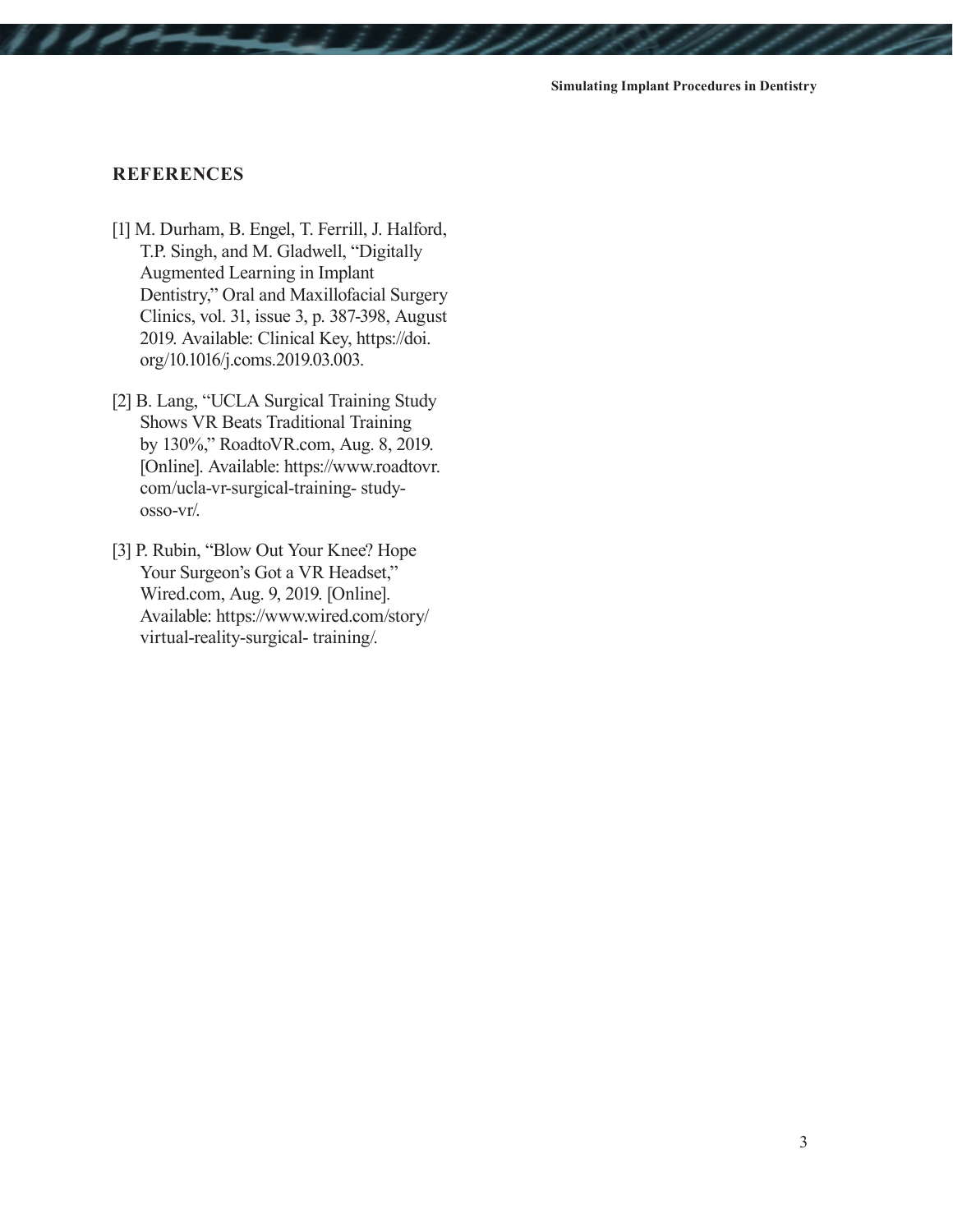## REFERENCES

[1] M. Durham, B. Engel, T. Ferrill, J. Halford, T.P. Singh, and M. Gladwell, "Digitally Augmented Learning in Implant Dentistry," Oral and Maxillofacial Surgery Clinics, vol. 31, issue 3, p. 387-398, August 2019. Available: Clinical Key, https://doi.org/10.1016/j.coms.2019.03.003.

[2] B. Lang, "UCLA Surgical Training Study Shows VR Beats Traditional Training by 130%," RoadtoVR.com, Aug. 8, 2019. [Online]. Available: https://www.roadtovr.com/ucla-vr-surgical-training- study-osso-vr/.

[3] P. Rubin, "Blow Out Your Knee? Hope Your Surgeon's Got a VR Headset," Wired.com, Aug. 9, 2019. [Online]. Available: https://www.wired.com/story/virtual-reality-surgical- training/.